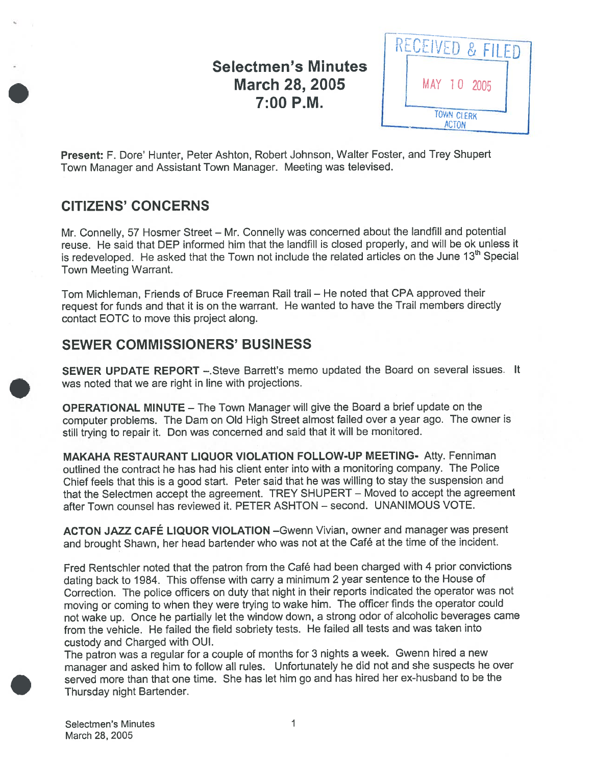# Selectmen's Minutes
## March 28, 2005
## 7:00 P.M.

RECEIVED & FILED
MAY 10 2005
TOWN CLERK
ACTON

**Present:** F. Dore' Hunter, Peter Ashton, Robert Johnson, Walter Foster, and Trey Shupert Town Manager and Assistant Town Manager. Meeting was televised.

## CITIZENS' CONCERNS

Mr. Connelly, 57 Hosmer Street – Mr. Connelly was concerned about the landfill and potential reuse. He said that DEP informed him that the landfill is closed properly, and will be ok unless it is redeveloped. He asked that the Town not include the related articles on the June 13th Special Town Meeting Warrant.

Tom Michleman, Friends of Bruce Freeman Rail trail – He noted that CPA approved their request for funds and that it is on the warrant. He wanted to have the Trail members directly contact EOTC to move this project along.

## SEWER COMMISSIONERS' BUSINESS

**SEWER UPDATE REPORT** –.Steve Barrett's memo updated the Board on several issues. It was noted that we are right in line with projections.

**OPERATIONAL MINUTE** – The Town Manager will give the Board a brief update on the computer problems. The Dam on Old High Street almost failed over a year ago. The owner is still trying to repair it. Don was concerned and said that it will be monitored.

**MAKAHA RESTAURANT LIQUOR VIOLATION FOLLOW-UP MEETING-** Atty. Fenniman outlined the contract he has had his client enter into with a monitoring company. The Police Chief feels that this is a good start. Peter said that he was willing to stay the suspension and that the Selectmen accept the agreement. TREY SHUPERT – Moved to accept the agreement after Town counsel has reviewed it. PETER ASHTON – second. UNANIMOUS VOTE.

**ACTON JAZZ CAFÉ LIQUOR VIOLATION** –Gwenn Vivian, owner and manager was present and brought Shawn, her head bartender who was not at the Café at the time of the incident.

Fred Rentschler noted that the patron from the Café had been charged with 4 prior convictions dating back to 1984. This offense with carry a minimum 2 year sentence to the House of Correction. The police officers on duty that night in their reports indicated the operator was not moving or coming to when they were trying to wake him. The officer finds the operator could not wake up. Once he partially let the window down, a strong odor of alcoholic beverages came from the vehicle. He failed the field sobriety tests. He failed all tests and was taken into custody and Charged with OUI.

The patron was a regular for a couple of months for 3 nights a week. Gwenn hired a new manager and asked him to follow all rules. Unfortunately he did not and she suspects he over served more than that one time. She has let him go and has hired her ex-husband to be the Thursday night Bartender.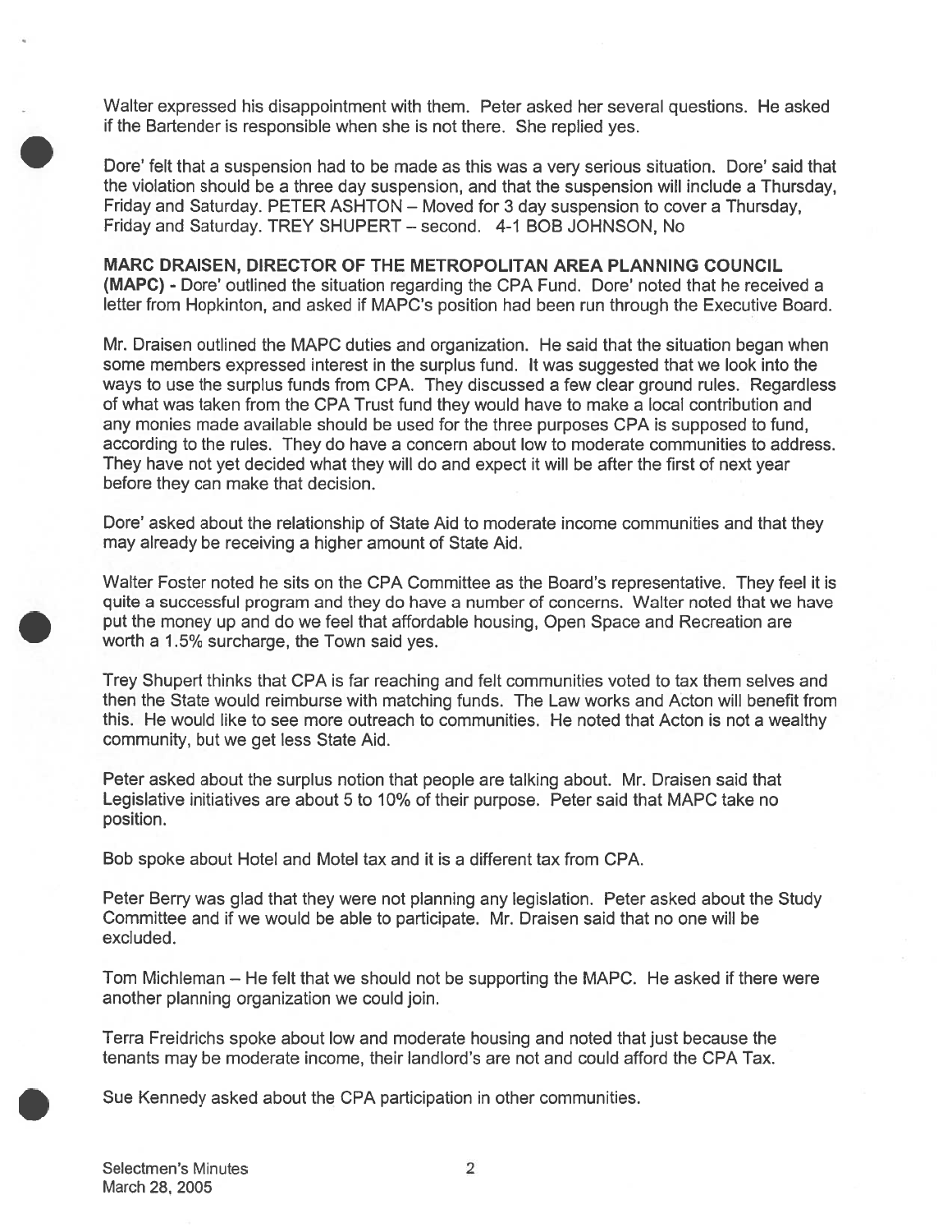Walter expressed his disappointment with them. Peter asked her several questions. He asked if the Bartender is responsible when she is not there. She replied yes.

Dore' felt that a suspension had to be made as this was a very serious situation. Dore' said that the violation should be a three day suspension, and that the suspension will include a Thursday, Friday and Saturday. PETER ASHTON – Moved for 3 day suspension to cover a Thursday, Friday and Saturday. TREY SHUPERT – second. 4-1 BOB JOHNSON, No

**MARC DRAISEN, DIRECTOR OF THE METROPOLITAN AREA PLANNING COUNCIL (MAPC)** - Dore' outlined the situation regarding the CPA Fund. Dore' noted that he received a letter from Hopkinton, and asked if MAPC's position had been run through the Executive Board.

Mr. Draisen outlined the MAPC duties and organization. He said that the situation began when some members expressed interest in the surplus fund. It was suggested that we look into the ways to use the surplus funds from CPA. They discussed a few clear ground rules. Regardless of what was taken from the CPA Trust fund they would have to make a local contribution and any monies made available should be used for the three purposes CPA is supposed to fund, according to the rules. They do have a concern about low to moderate communities to address. They have not yet decided what they will do and expect it will be after the first of next year before they can make that decision.

Dore' asked about the relationship of State Aid to moderate income communities and that they may already be receiving a higher amount of State Aid.

Walter Foster noted he sits on the CPA Committee as the Board's representative. They feel it is quite a successful program and they do have a number of concerns. Walter noted that we have put the money up and do we feel that affordable housing, Open Space and Recreation are worth a 1.5% surcharge, the Town said yes.

Trey Shupert thinks that CPA is far reaching and felt communities voted to tax them selves and then the State would reimburse with matching funds. The Law works and Acton will benefit from this. He would like to see more outreach to communities. He noted that Acton is not a wealthy community, but we get less State Aid.

Peter asked about the surplus notion that people are talking about. Mr. Draisen said that Legislative initiatives are about 5 to 10% of their purpose. Peter said that MAPC take no position.

Bob spoke about Hotel and Motel tax and it is a different tax from CPA.

Peter Berry was glad that they were not planning any legislation. Peter asked about the Study Committee and if we would be able to participate. Mr. Draisen said that no one will be excluded.

Tom Michleman – He felt that we should not be supporting the MAPC. He asked if there were another planning organization we could join.

Terra Freidrichs spoke about low and moderate housing and noted that just because the tenants may be moderate income, their landlord's are not and could afford the CPA Tax.

Sue Kennedy asked about the CPA participation in other communities.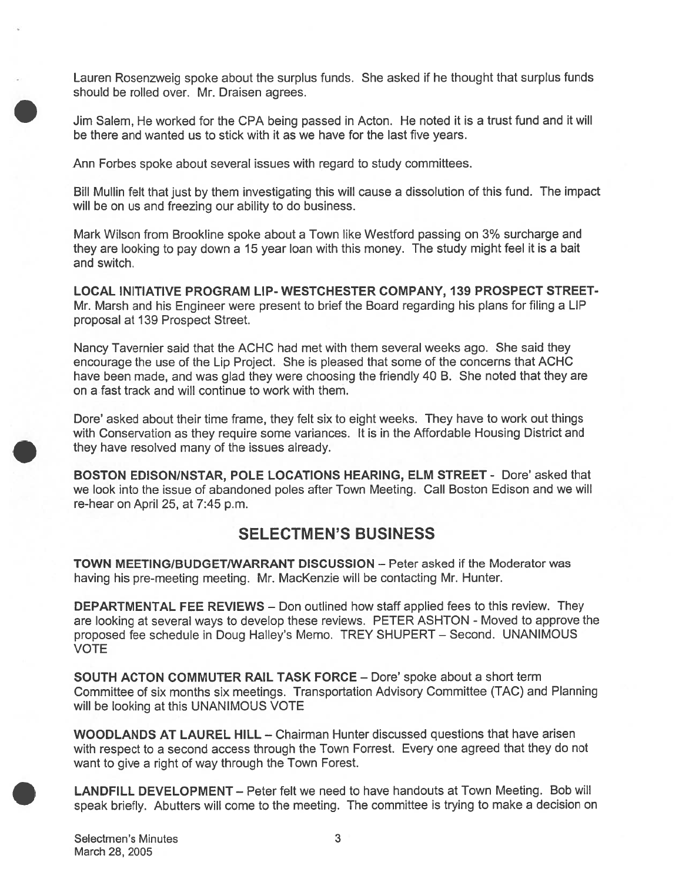Lauren Rosenzweig spoke about the surplus funds. She asked if he thought that surplus funds should be rolled over. Mr. Draisen agrees.

Jim Salem, He worked for the CPA being passed in Acton. He noted it is a trust fund and it will be there and wanted us to stick with it as we have for the last five years.

Ann Forbes spoke about several issues with regard to study committees.

Bill Mullin felt that just by them investigating this will cause a dissolution of this fund. The impact will be on us and freezing our ability to do business.

Mark Wilson from Brookline spoke about a Town like Westford passing on 3% surcharge and they are looking to pay down a 15 year loan with this money. The study might feel it is a bait and switch.

**LOCAL INITIATIVE PROGRAM LIP- WESTCHESTER COMPANY, 139 PROSPECT STREET-** Mr. Marsh and his Engineer were present to brief the Board regarding his plans for filing a LIP proposal at 139 Prospect Street.

Nancy Tavernier said that the ACHC had met with them several weeks ago. She said they encourage the use of the Lip Project. She is pleased that some of the concerns that ACHC have been made, and was glad they were choosing the friendly 40 B. She noted that they are on a fast track and will continue to work with them.

Dore' asked about their time frame, they felt six to eight weeks. They have to work out things with Conservation as they require some variances. It is in the Affordable Housing District and they have resolved many of the issues already.

**BOSTON EDISON/NSTAR, POLE LOCATIONS HEARING, ELM STREET** - Dore' asked that we look into the issue of abandoned poles after Town Meeting. Call Boston Edison and we will re-hear on April 25, at 7:45 p.m.

## SELECTMEN'S BUSINESS

**TOWN MEETING/BUDGET/WARRANT DISCUSSION** – Peter asked if the Moderator was having his pre-meeting meeting. Mr. MacKenzie will be contacting Mr. Hunter.

**DEPARTMENTAL FEE REVIEWS** – Don outlined how staff applied fees to this review. They are looking at several ways to develop these reviews. PETER ASHTON - Moved to approve the proposed fee schedule in Doug Halley's Memo. TREY SHUPERT – Second. UNANIMOUS VOTE

**SOUTH ACTON COMMUTER RAIL TASK FORCE** – Dore' spoke about a short term Committee of six months six meetings. Transportation Advisory Committee (TAC) and Planning will be looking at this UNANIMOUS VOTE

**WOODLANDS AT LAUREL HILL** – Chairman Hunter discussed questions that have arisen with respect to a second access through the Town Forrest. Every one agreed that they do not want to give a right of way through the Town Forest.

**LANDFILL DEVELOPMENT** – Peter felt we need to have handouts at Town Meeting. Bob will speak briefly. Abutters will come to the meeting. The committee is trying to make a decision on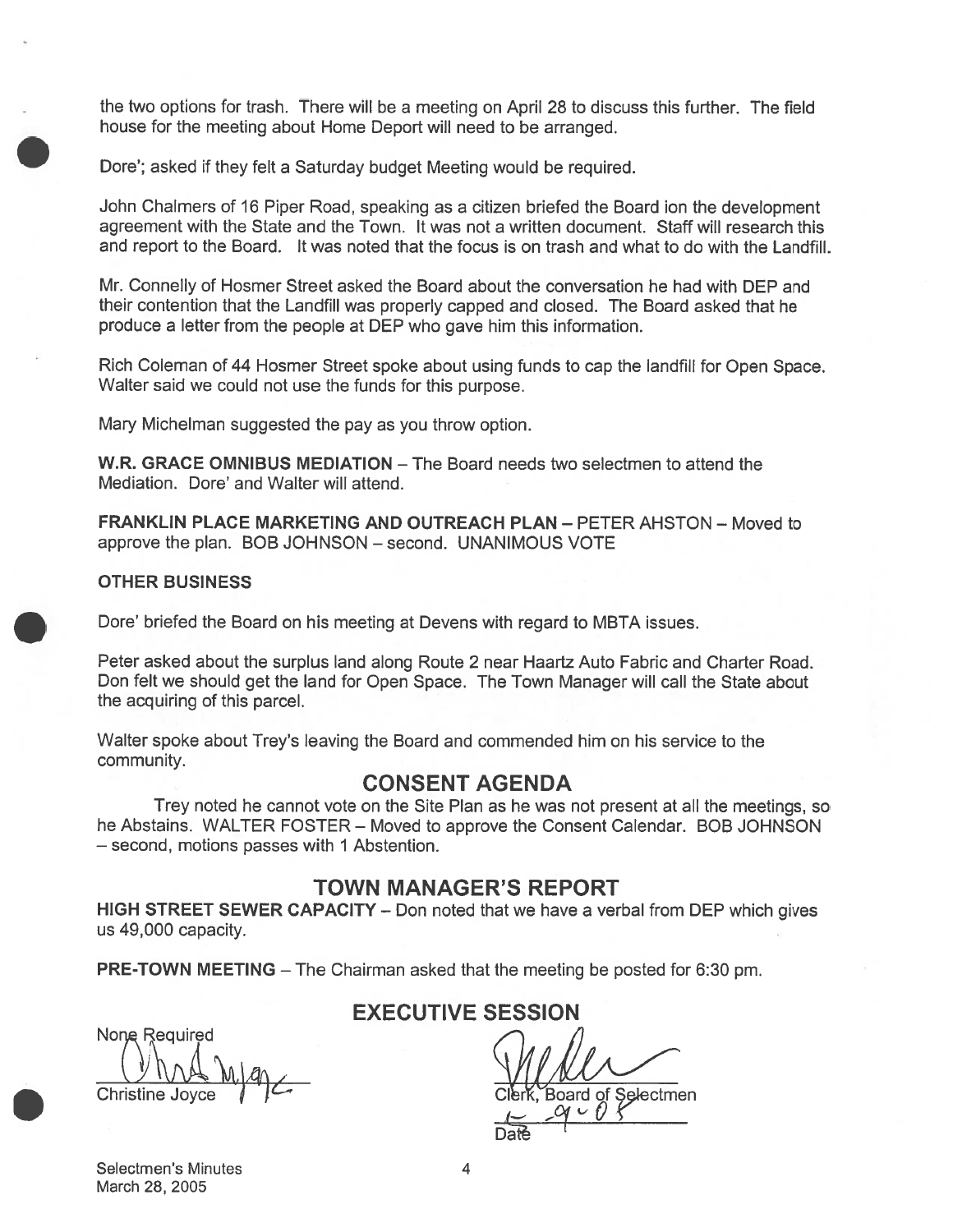the two options for trash. There will be a meeting on April 28 to discuss this further. The field house for the meeting about Home Deport will need to be arranged.

Dore'; asked if they felt a Saturday budget Meeting would be required.

John Chalmers of 16 Piper Road, speaking as a citizen briefed the Board ion the development agreement with the State and the Town. It was not a written document. Staff will research this and report to the Board. It was noted that the focus is on trash and what to do with the Landfill.

Mr. Connelly of Hosmer Street asked the Board about the conversation he had with DEP and their contention that the Landfill was properly capped and closed. The Board asked that he produce a letter from the people at DEP who gave him this information.

Rich Coleman of 44 Hosmer Street spoke about using funds to cap the landfill for Open Space. Walter said we could not use the funds for this purpose.

Mary Michelman suggested the pay as you throw option.

**W.R. GRACE OMNIBUS MEDIATION** – The Board needs two selectmen to attend the Mediation. Dore' and Walter will attend.

**FRANKLIN PLACE MARKETING AND OUTREACH PLAN** – PETER AHSTON – Moved to approve the plan. BOB JOHNSON – second. UNANIMOUS VOTE

**OTHER BUSINESS**

Dore' briefed the Board on his meeting at Devens with regard to MBTA issues.

Peter asked about the surplus land along Route 2 near Haartz Auto Fabric and Charter Road. Don felt we should get the land for Open Space. The Town Manager will call the State about the acquiring of this parcel.

Walter spoke about Trey's leaving the Board and commended him on his service to the community.

## CONSENT AGENDA

Trey noted he cannot vote on the Site Plan as he was not present at all the meetings, so he Abstains. WALTER FOSTER – Moved to approve the Consent Calendar. BOB JOHNSON – second, motions passes with 1 Abstention.

## TOWN MANAGER'S REPORT

**HIGH STREET SEWER CAPACITY** – Don noted that we have a verbal from DEP which gives us 49,000 capacity.

**PRE-TOWN MEETING** – The Chairman asked that the meeting be posted for 6:30 pm.

## EXECUTIVE SESSION

None Required

Christine Joyce

Clerk, Board of Selectmen

6-9-05

Date

Selectmen's Minutes
March 28, 2005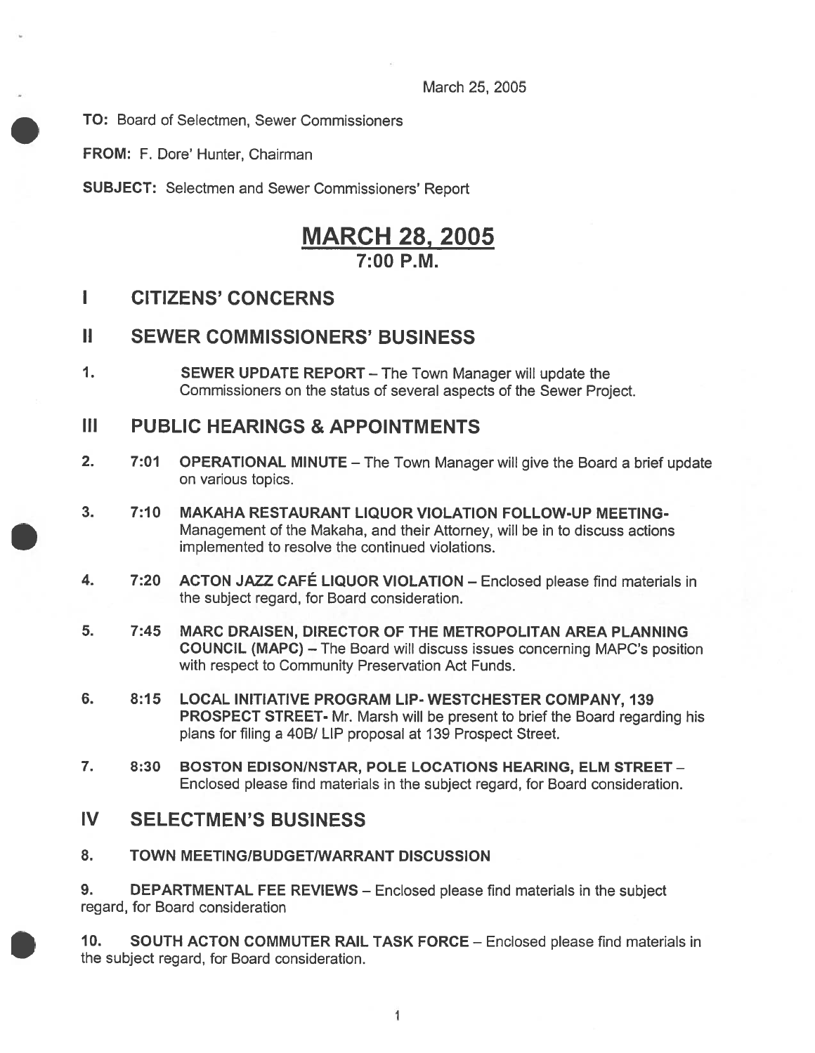March 25, 2005

**TO:** Board of Selectmen, Sewer Commissioners

**FROM:** F. Dore' Hunter, Chairman

**SUBJECT:** Selectmen and Sewer Commissioners' Report

# MARCH 28, 2005
## 7:00 P.M.

## I CITIZENS' CONCERNS

## II SEWER COMMISSIONERS' BUSINESS

1. **SEWER UPDATE REPORT** – The Town Manager will update the Commissioners on the status of several aspects of the Sewer Project.

## III PUBLIC HEARINGS & APPOINTMENTS

2. 7:01 **OPERATIONAL MINUTE** – The Town Manager will give the Board a brief update on various topics.

3. 7:10 **MAKAHA RESTAURANT LIQUOR VIOLATION FOLLOW-UP MEETING-** Management of the Makaha, and their Attorney, will be in to discuss actions implemented to resolve the continued violations.

4. 7:20 **ACTON JAZZ CAFÉ LIQUOR VIOLATION** – Enclosed please find materials in the subject regard, for Board consideration.

5. 7:45 **MARC DRAISEN, DIRECTOR OF THE METROPOLITAN AREA PLANNING COUNCIL (MAPC)** – The Board will discuss issues concerning MAPC's position with respect to Community Preservation Act Funds.

6. 8:15 **LOCAL INITIATIVE PROGRAM LIP- WESTCHESTER COMPANY, 139 PROSPECT STREET-** Mr. Marsh will be present to brief the Board regarding his plans for filing a 40B/ LIP proposal at 139 Prospect Street.

7. 8:30 **BOSTON EDISON/NSTAR, POLE LOCATIONS HEARING, ELM STREET** – Enclosed please find materials in the subject regard, for Board consideration.

## IV SELECTMEN'S BUSINESS

8. **TOWN MEETING/BUDGET/WARRANT DISCUSSION**

9. **DEPARTMENTAL FEE REVIEWS** – Enclosed please find materials in the subject regard, for Board consideration

10. **SOUTH ACTON COMMUTER RAIL TASK FORCE** – Enclosed please find materials in the subject regard, for Board consideration.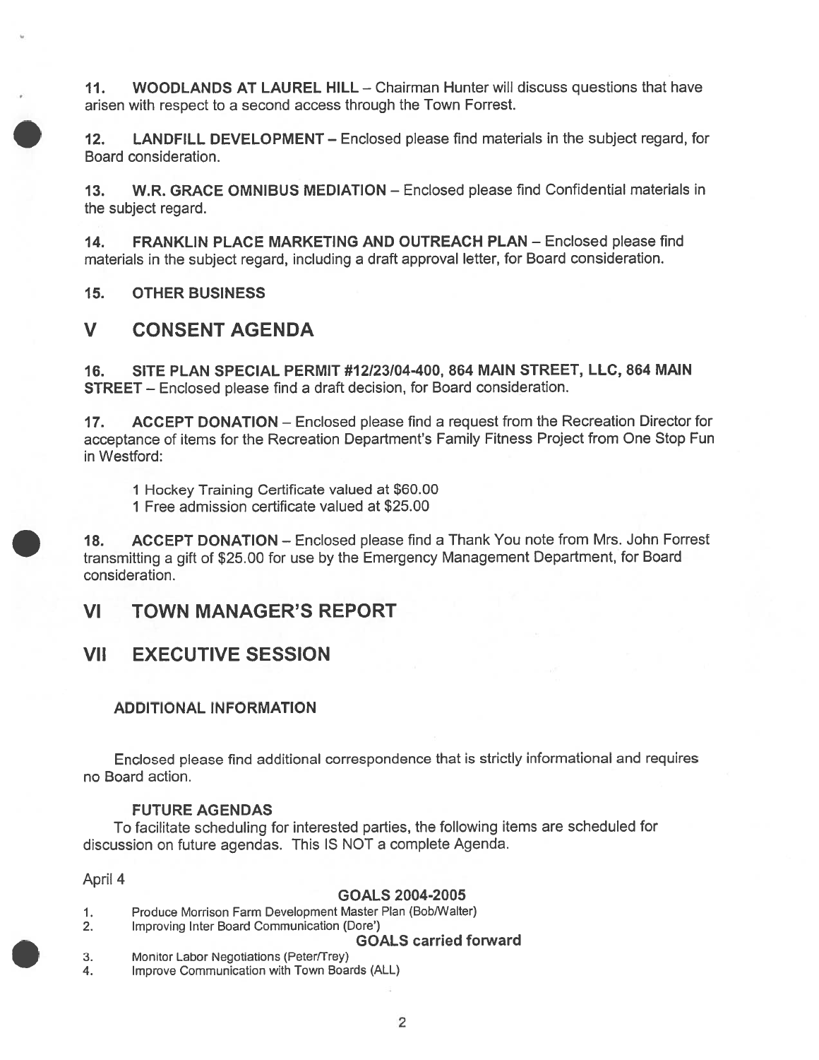**11. WOODLANDS AT LAUREL HILL** – Chairman Hunter will discuss questions that have arisen with respect to a second access through the Town Forrest.

**12. LANDFILL DEVELOPMENT** – Enclosed please find materials in the subject regard, for Board consideration.

**13. W.R. GRACE OMNIBUS MEDIATION** – Enclosed please find Confidential materials in the subject regard.

**14. FRANKLIN PLACE MARKETING AND OUTREACH PLAN** – Enclosed please find materials in the subject regard, including a draft approval letter, for Board consideration.

**15. OTHER BUSINESS**

## V CONSENT AGENDA

**16. SITE PLAN SPECIAL PERMIT #12/23/04-400, 864 MAIN STREET, LLC, 864 MAIN STREET** – Enclosed please find a draft decision, for Board consideration.

**17. ACCEPT DONATION** – Enclosed please find a request from the Recreation Director for acceptance of items for the Recreation Department's Family Fitness Project from One Stop Fun in Westford:

1 Hockey Training Certificate valued at $60.00
1 Free admission certificate valued at $25.00

**18. ACCEPT DONATION** – Enclosed please find a Thank You note from Mrs. John Forrest transmitting a gift of $25.00 for use by the Emergency Management Department, for Board consideration.

## VI TOWN MANAGER'S REPORT

## VII EXECUTIVE SESSION

### ADDITIONAL INFORMATION

Enclosed please find additional correspondence that is strictly informational and requires no Board action.

### FUTURE AGENDAS

To facilitate scheduling for interested parties, the following items are scheduled for discussion on future agendas. This IS NOT a complete Agenda.

April 4

**GOALS 2004-2005**

1. Produce Morrison Farm Development Master Plan (Bob/Walter)
2. Improving Inter Board Communication (Dore')

**GOALS carried forward**

3. Monitor Labor Negotiations (Peter/Trey)
4. Improve Communication with Town Boards (ALL)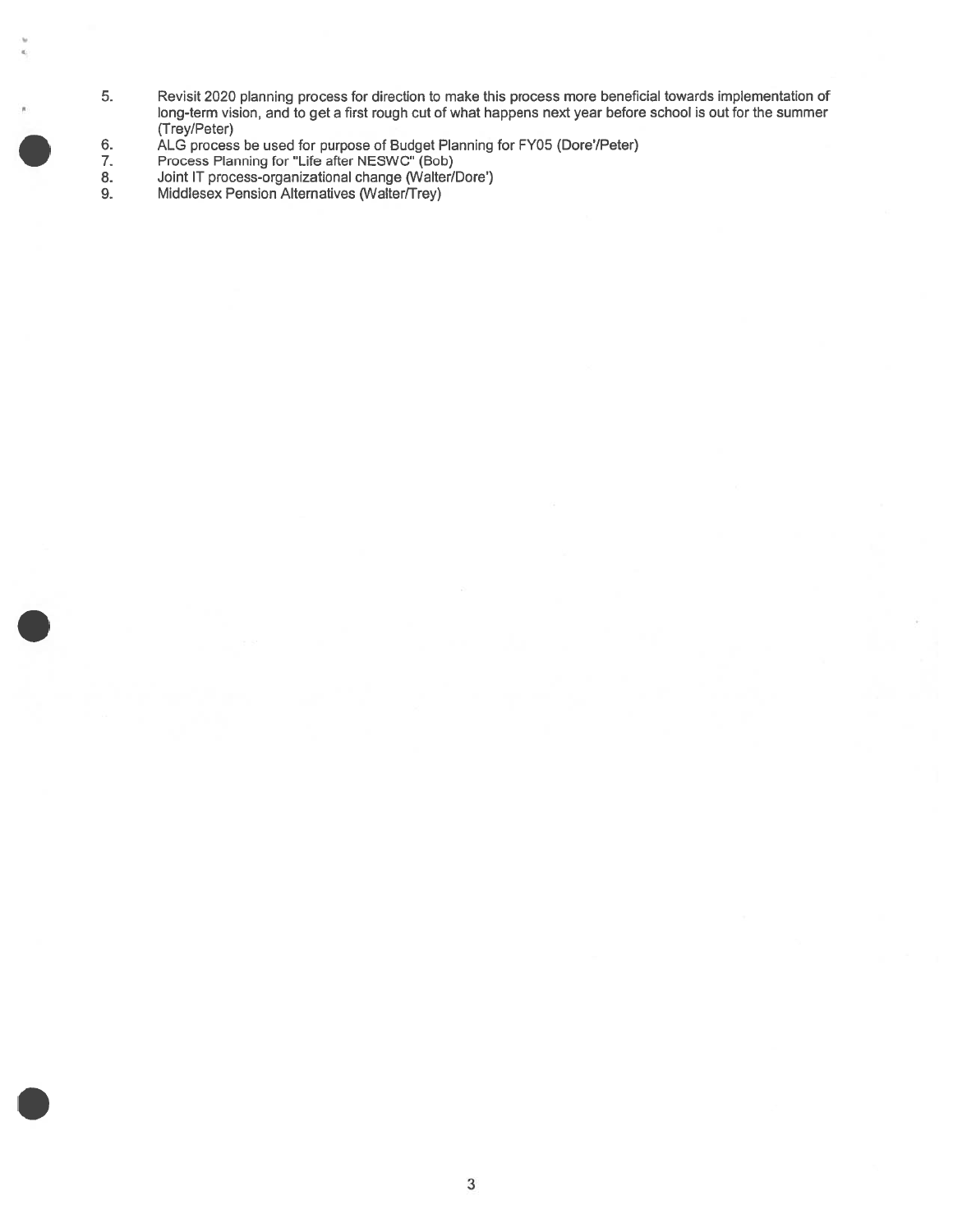5. Revisit 2020 planning process for direction to make this process more beneficial towards implementation of long-term vision, and to get a first rough cut of what happens next year before school is out for the summer (Trey/Peter)
6. ALG process be used for purpose of Budget Planning for FY05 (Dore'/Peter)
7. Process Planning for "Life after NESWC" (Bob)
8. Joint IT process-organizational change (Walter/Dore')
9. Middlesex Pension Alternatives (Walter/Trey)